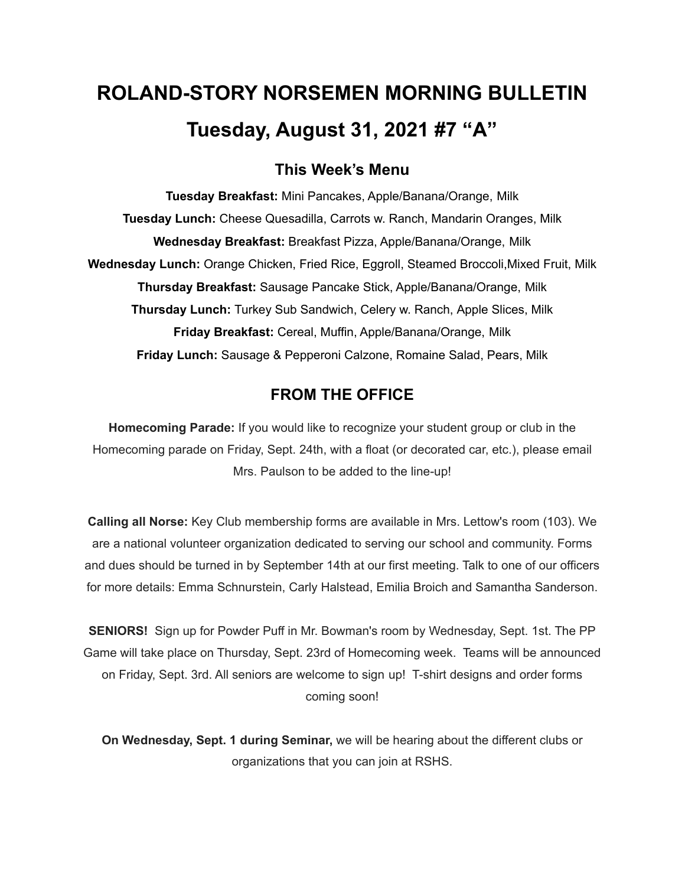# ROLAND-STORY NORSEMEN MORNING BULLETIN

# Tuesday, August 31, 2021 #7 "A"

## This Week's Menu

**Tuesday Breakfast:** Mini Pancakes, Apple/Banana/Orange, Milk

**Tuesday Lunch:** Cheese Quesadilla, Carrots w. Ranch, Mandarin Oranges, Milk

**Wednesday Breakfast:** Breakfast Pizza, Apple/Banana/Orange, Milk

**Wednesday Lunch:** Orange Chicken, Fried Rice, Eggroll, Steamed Broccoli,Mixed Fruit, Milk

**Thursday Breakfast:** Sausage Pancake Stick, Apple/Banana/Orange, Milk

**Thursday Lunch:** Turkey Sub Sandwich, Celery w. Ranch, Apple Slices, Milk

**Friday Breakfast:** Cereal, Muffin, Apple/Banana/Orange, Milk

**Friday Lunch:** Sausage & Pepperoni Calzone, Romaine Salad, Pears, Milk

## FROM THE OFFICE

**Homecoming Parade:** If you would like to recognize your student group or club in the Homecoming parade on Friday, Sept. 24th, with a float (or decorated car, etc.), please email Mrs. Paulson to be added to the line-up!

**Calling all Norse:** Key Club membership forms are available in Mrs. Lettow's room (103). We are a national volunteer organization dedicated to serving our school and community. Forms and dues should be turned in by September 14th at our first meeting. Talk to one of our officers for more details: Emma Schnurstein, Carly Halstead, Emilia Broich and Samantha Sanderson.

**SENIORS!** Sign up for Powder Puff in Mr. Bowman's room by Wednesday, Sept. 1st. The PP Game will take place on Thursday, Sept. 23rd of Homecoming week. Teams will be announced on Friday, Sept. 3rd. All seniors are welcome to sign up! T-shirt designs and order forms coming soon!

**On Wednesday, Sept. 1 during Seminar,** we will be hearing about the different clubs or organizations that you can join at RSHS.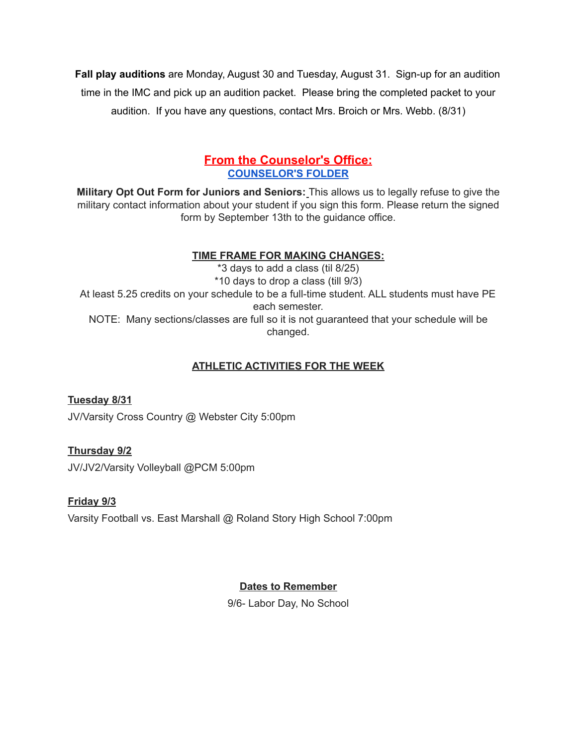**Fall play auditions** are Monday, August 30 and Tuesday, August 31. Sign-up for an audition time in the IMC and pick up an audition packet. Please bring the completed packet to your audition. If you have any questions, contact Mrs. Broich or Mrs. Webb. (8/31)

## From the Counselor's Office:

### COUNSELOR'S FOLDER

**Military Opt Out Form for Juniors and Seniors:** This allows us to legally refuse to give the military contact information about your student if you sign this form. Please return the signed form by September 13th to the guidance office.

### TIME FRAME FOR MAKING CHANGES:

*3 days to add a class (til 8/25)

*10 days to drop a class (till 9/3)

At least 5.25 credits on your schedule to be a full-time student. ALL students must have PE each semester.

NOTE: Many sections/classes are full so it is not guaranteed that your schedule will be changed.

### ATHLETIC ACTIVITIES FOR THE WEEK

**Tuesday 8/31**

JV/Varsity Cross Country @ Webster City 5:00pm

**Thursday 9/2**

JV/JV2/Varsity Volleyball @PCM 5:00pm

**Friday 9/3**

Varsity Football vs. East Marshall @ Roland Story High School 7:00pm

### Dates to Remember

9/6- Labor Day, No School